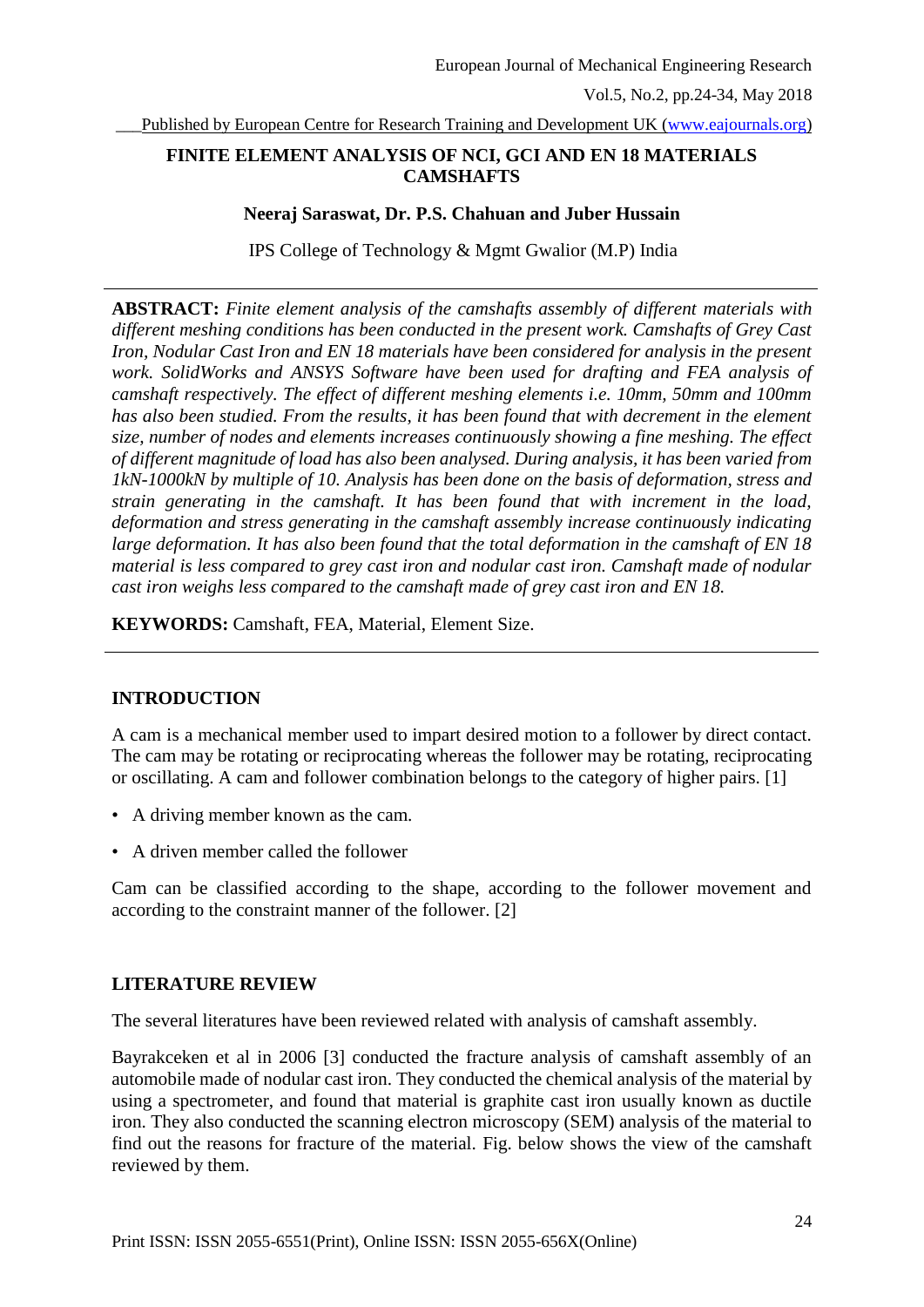# FINITE ELEMENT ANALYSIS OF NCI, GCI AND EN 18 MATERIALS CAMSHAFTS

**Neeraj Saraswat, Dr. P.S. Chahuan and Juber Hussain**

IPS College of Technology & Mgmt Gwalior (M.P) India

---

**ABSTRACT:** *Finite element analysis of the camshafts assembly of different materials with different meshing conditions has been conducted in the present work. Camshafts of Grey Cast Iron, Nodular Cast Iron and EN 18 materials have been considered for analysis in the present work. SolidWorks and ANSYS Software have been used for drafting and FEA analysis of camshaft respectively. The effect of different meshing elements i.e. 10mm, 50mm and 100mm has also been studied. From the results, it has been found that with decrement in the element size, number of nodes and elements increases continuously showing a fine meshing. The effect of different magnitude of load has also been analysed. During analysis, it has been varied from 1kN-1000kN by multiple of 10. Analysis has been done on the basis of deformation, stress and strain generating in the camshaft. It has been found that with increment in the load, deformation and stress generating in the camshaft assembly increase continuously indicating large deformation. It has also been found that the total deformation in the camshaft of EN 18 material is less compared to grey cast iron and nodular cast iron. Camshaft made of nodular cast iron weighs less compared to the camshaft made of grey cast iron and EN 18.*

**KEYWORDS:** Camshaft, FEA, Material, Element Size.

---

## INTRODUCTION

A cam is a mechanical member used to impart desired motion to a follower by direct contact. The cam may be rotating or reciprocating whereas the follower may be rotating, reciprocating or oscillating. A cam and follower combination belongs to the category of higher pairs. [1]

- A driving member known as the cam.
- A driven member called the follower

Cam can be classified according to the shape, according to the follower movement and according to the constraint manner of the follower. [2]

## LITERATURE REVIEW

The several literatures have been reviewed related with analysis of camshaft assembly.

Bayrakceken et al in 2006 [3] conducted the fracture analysis of camshaft assembly of an automobile made of nodular cast iron. They conducted the chemical analysis of the material by using a spectrometer, and found that material is graphite cast iron usually known as ductile iron. They also conducted the scanning electron microscopy (SEM) analysis of the material to find out the reasons for fracture of the material. Fig. below shows the view of the camshaft reviewed by them.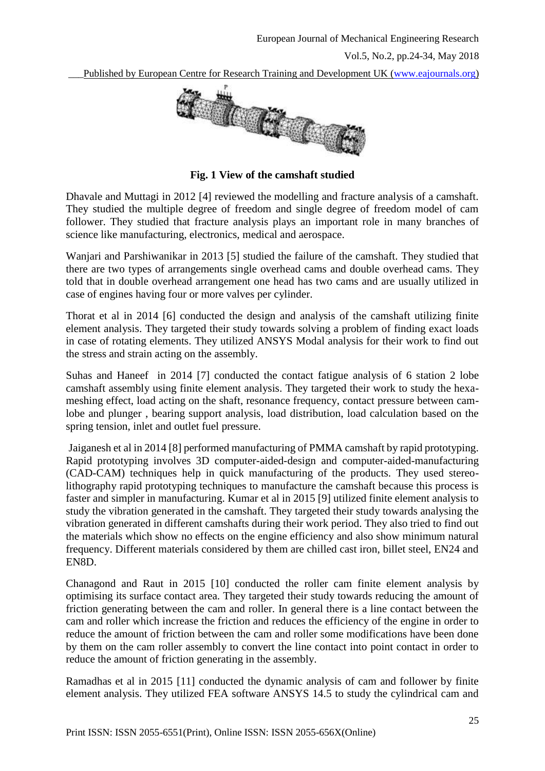**Fig. 1 View of the camshaft studied**

Dhavale and Muttagi in 2012 [4] reviewed the modelling and fracture analysis of a camshaft. They studied the multiple degree of freedom and single degree of freedom model of cam follower. They studied that fracture analysis plays an important role in many branches of science like manufacturing, electronics, medical and aerospace.

Wanjari and Parshiwanikar in 2013 [5] studied the failure of the camshaft. They studied that there are two types of arrangements single overhead cams and double overhead cams. They told that in double overhead arrangement one head has two cams and are usually utilized in case of engines having four or more valves per cylinder.

Thorat et al in 2014 [6] conducted the design and analysis of the camshaft utilizing finite element analysis. They targeted their study towards solving a problem of finding exact loads in case of rotating elements. They utilized ANSYS Modal analysis for their work to find out the stress and strain acting on the assembly.

Suhas and Haneef in 2014 [7] conducted the contact fatigue analysis of 6 station 2 lobe camshaft assembly using finite element analysis. They targeted their work to study the hexa-meshing effect, load acting on the shaft, resonance frequency, contact pressure between cam-lobe and plunger , bearing support analysis, load distribution, load calculation based on the spring tension, inlet and outlet fuel pressure.

Jaiganesh et al in 2014 [8] performed manufacturing of PMMA camshaft by rapid prototyping. Rapid prototyping involves 3D computer-aided-design and computer-aided-manufacturing (CAD-CAM) techniques help in quick manufacturing of the products. They used stereo-lithography rapid prototyping techniques to manufacture the camshaft because this process is faster and simpler in manufacturing. Kumar et al in 2015 [9] utilized finite element analysis to study the vibration generated in the camshaft. They targeted their study towards analysing the vibration generated in different camshafts during their work period. They also tried to find out the materials which show no effects on the engine efficiency and also show minimum natural frequency. Different materials considered by them are chilled cast iron, billet steel, EN24 and EN8D.

Chanagond and Raut in 2015 [10] conducted the roller cam finite element analysis by optimising its surface contact area. They targeted their study towards reducing the amount of friction generating between the cam and roller. In general there is a line contact between the cam and roller which increase the friction and reduces the efficiency of the engine in order to reduce the amount of friction between the cam and roller some modifications have been done by them on the cam roller assembly to convert the line contact into point contact in order to reduce the amount of friction generating in the assembly.

Ramadhas et al in 2015 [11] conducted the dynamic analysis of cam and follower by finite element analysis. They utilized FEA software ANSYS 14.5 to study the cylindrical cam and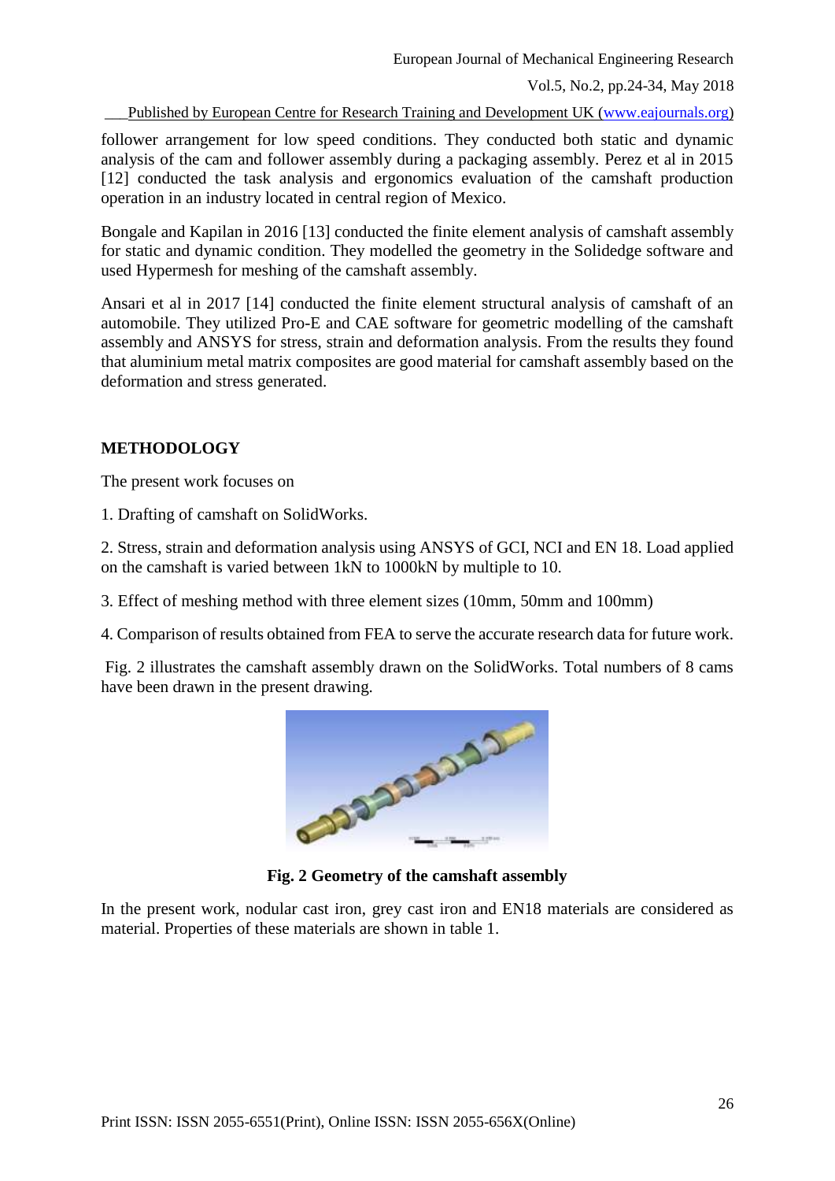follower arrangement for low speed conditions. They conducted both static and dynamic analysis of the cam and follower assembly during a packaging assembly. Perez et al in 2015 [12] conducted the task analysis and ergonomics evaluation of the camshaft production operation in an industry located in central region of Mexico.

Bongale and Kapilan in 2016 [13] conducted the finite element analysis of camshaft assembly for static and dynamic condition. They modelled the geometry in the Solidedge software and used Hypermesh for meshing of the camshaft assembly.

Ansari et al in 2017 [14] conducted the finite element structural analysis of camshaft of an automobile. They utilized Pro-E and CAE software for geometric modelling of the camshaft assembly and ANSYS for stress, strain and deformation analysis. From the results they found that aluminium metal matrix composites are good material for camshaft assembly based on the deformation and stress generated.

## METHODOLOGY

The present work focuses on

1. Drafting of camshaft on SolidWorks.

2. Stress, strain and deformation analysis using ANSYS of GCI, NCI and EN 18. Load applied on the camshaft is varied between 1kN to 1000kN by multiple to 10.

3. Effect of meshing method with three element sizes (10mm, 50mm and 100mm)

4. Comparison of results obtained from FEA to serve the accurate research data for future work.

Fig. 2 illustrates the camshaft assembly drawn on the SolidWorks. Total numbers of 8 cams have been drawn in the present drawing.

**Fig. 2 Geometry of the camshaft assembly**

In the present work, nodular cast iron, grey cast iron and EN18 materials are considered as material. Properties of these materials are shown in table 1.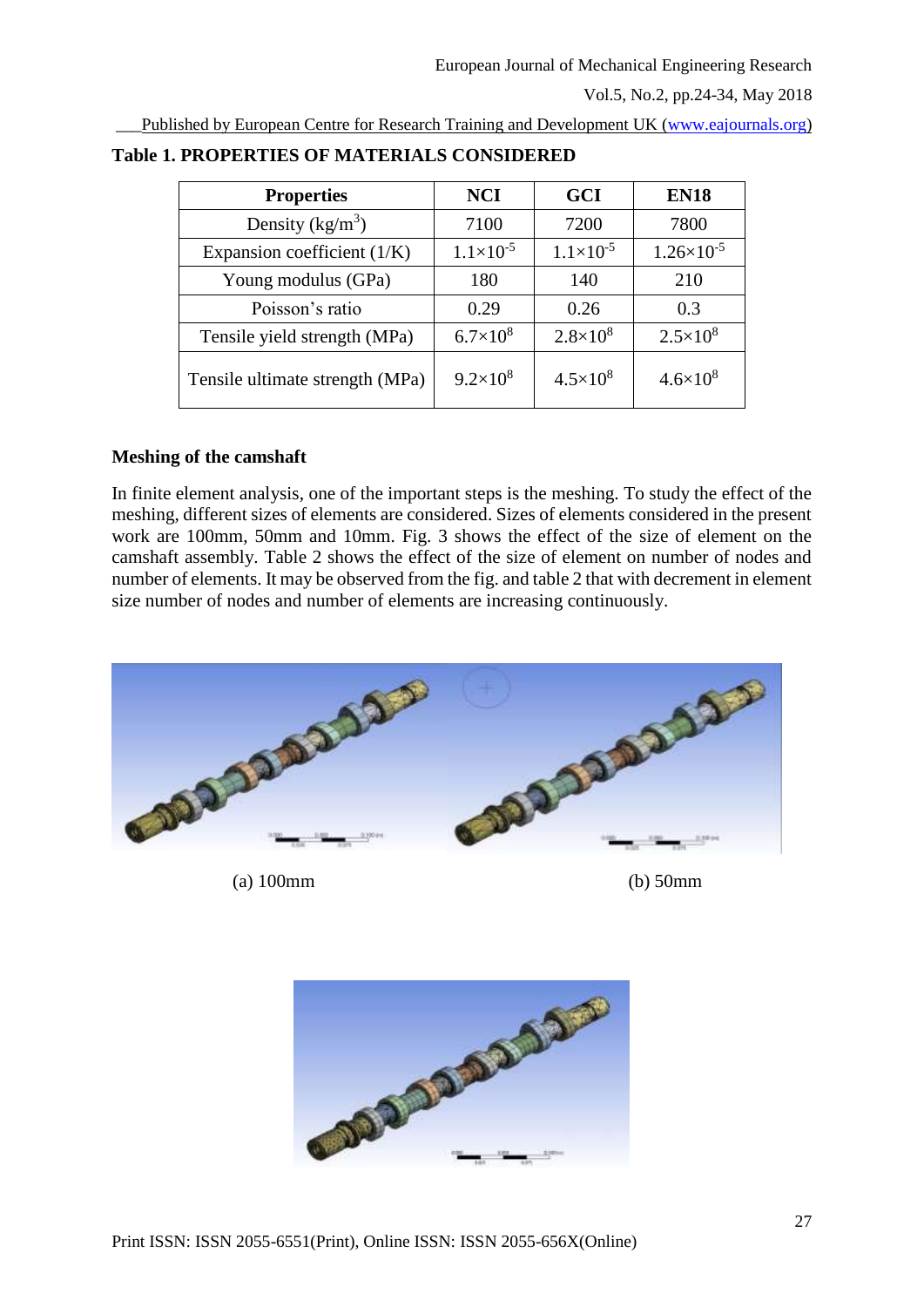**Table 1. PROPERTIES OF MATERIALS CONSIDERED**

| Properties | NCI | GCI | EN18 |
|---|---|---|---|
| Density (kg/m$^3$) | 7100 | 7200 | 7800 |
| Expansion coefficient (1/K) | $1.1\times10^{-5}$ | $1.1\times10^{-5}$ | $1.26\times10^{-5}$ |
| Young modulus (GPa) | 180 | 140 | 210 |
| Poisson's ratio | 0.29 | 0.26 | 0.3 |
| Tensile yield strength (MPa) | $6.7\times10^{8}$ | $2.8\times10^{8}$ | $2.5\times10^{8}$ |
| Tensile ultimate strength (MPa) | $9.2\times10^{8}$ | $4.5\times10^{8}$ | $4.6\times10^{8}$ |

**Meshing of the camshaft**

In finite element analysis, one of the important steps is the meshing. To study the effect of the meshing, different sizes of elements are considered. Sizes of elements considered in the present work are 100mm, 50mm and 10mm. Fig. 3 shows the effect of the size of element on the camshaft assembly. Table 2 shows the effect of the size of element on number of nodes and number of elements. It may be observed from the fig. and table 2 that with decrement in element size number of nodes and number of elements are increasing continuously.

(a) 100mm

(b) 50mm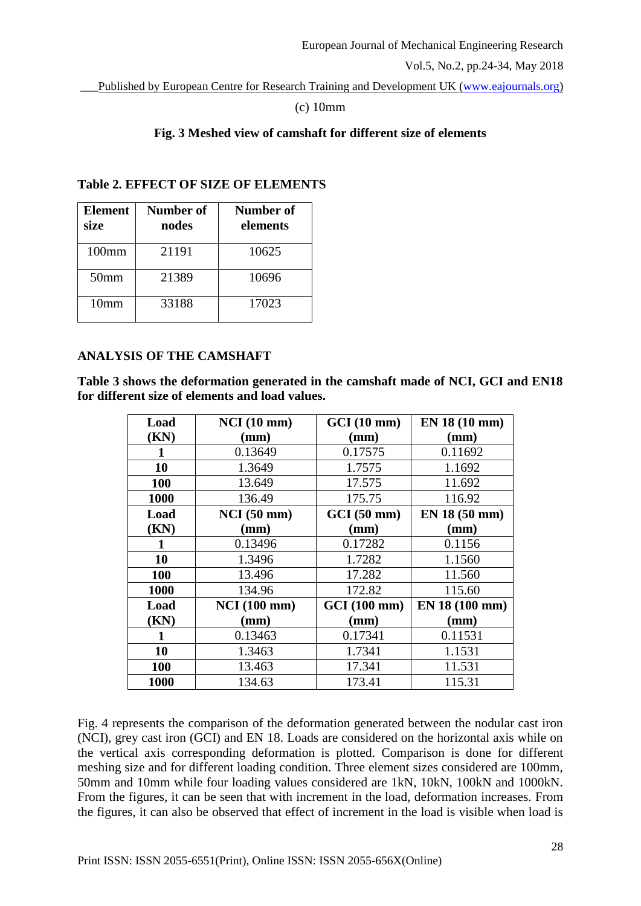(c) 10mm

**Fig. 3 Meshed view of camshaft for different size of elements**

**Table 2. EFFECT OF SIZE OF ELEMENTS**

| Element size | Number of nodes | Number of elements |
|---|---|---|
| 100mm | 21191 | 10625 |
| 50mm | 21389 | 10696 |
| 10mm | 33188 | 17023 |

## ANALYSIS OF THE CAMSHAFT

**Table 3 shows the deformation generated in the camshaft made of NCI, GCI and EN18 for different size of elements and load values.**

| Load (KN) | NCI (10 mm) (mm) | GCI (10 mm) (mm) | EN 18 (10 mm) (mm) |
|---|---|---|---|
| 1 | 0.13649 | 0.17575 | 0.11692 |
| 10 | 1.3649 | 1.7575 | 1.1692 |
| 100 | 13.649 | 17.575 | 11.692 |
| 1000 | 136.49 | 175.75 | 116.92 |
| **Load (KN)** | **NCI (50 mm) (mm)** | **GCI (50 mm) (mm)** | **EN 18 (50 mm) (mm)** |
| 1 | 0.13496 | 0.17282 | 0.1156 |
| 10 | 1.3496 | 1.7282 | 1.1560 |
| 100 | 13.496 | 17.282 | 11.560 |
| 1000 | 134.96 | 172.82 | 115.60 |
| **Load (KN)** | **NCI (100 mm) (mm)** | **GCI (100 mm) (mm)** | **EN 18 (100 mm) (mm)** |
| 1 | 0.13463 | 0.17341 | 0.11531 |
| 10 | 1.3463 | 1.7341 | 1.1531 |
| 100 | 13.463 | 17.341 | 11.531 |
| 1000 | 134.63 | 173.41 | 115.31 |

Fig. 4 represents the comparison of the deformation generated between the nodular cast iron (NCI), grey cast iron (GCI) and EN 18. Loads are considered on the horizontal axis while on the vertical axis corresponding deformation is plotted. Comparison is done for different meshing size and for different loading condition. Three element sizes considered are 100mm, 50mm and 10mm while four loading values considered are 1kN, 10kN, 100kN and 1000kN. From the figures, it can be seen that with increment in the load, deformation increases. From the figures, it can also be observed that effect of increment in the load is visible when load is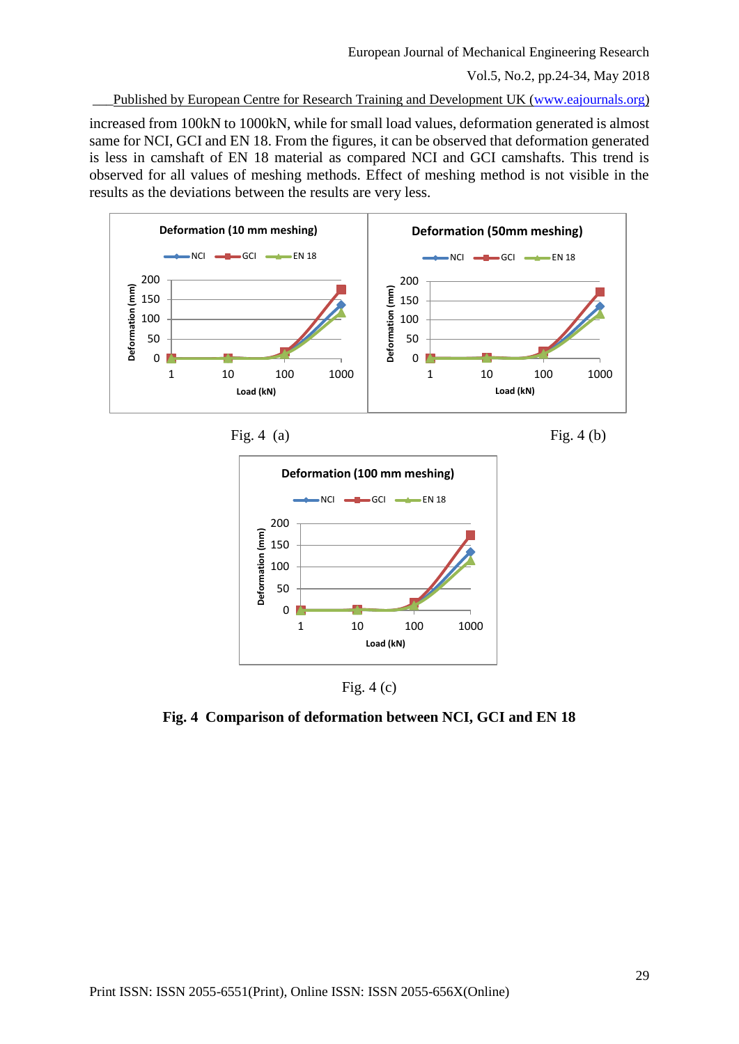increased from 100kN to 1000kN, while for small load values, deformation generated is almost same for NCI, GCI and EN 18. From the figures, it can be observed that deformation generated is less in camshaft of EN 18 material as compared NCI and GCI camshafts. This trend is observed for all values of meshing methods. Effect of meshing method is not visible in the results as the deviations between the results are very less.

Fig. 4 (a)

Fig. 4 (b)

Fig. 4 (c)

**Fig. 4 Comparison of deformation between NCI, GCI and EN 18**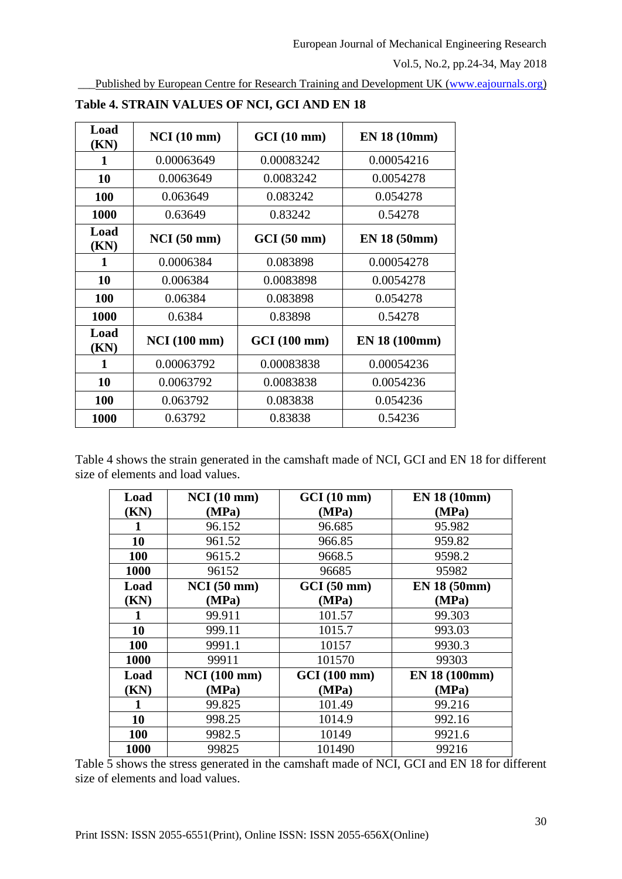**Table 4. STRAIN VALUES OF NCI, GCI AND EN 18**

| Load (KN) | NCI (10 mm) | GCI (10 mm) | EN 18 (10mm) |
|---|---|---|---|
| 1 | 0.00063649 | 0.00083242 | 0.00054216 |
| 10 | 0.0063649 | 0.0083242 | 0.0054278 |
| 100 | 0.063649 | 0.083242 | 0.054278 |
| 1000 | 0.63649 | 0.83242 | 0.54278 |
| **Load (KN)** | **NCI (50 mm)** | **GCI (50 mm)** | **EN 18 (50mm)** |
| 1 | 0.0006384 | 0.083898 | 0.00054278 |
| 10 | 0.006384 | 0.0083898 | 0.0054278 |
| 100 | 0.06384 | 0.083898 | 0.054278 |
| 1000 | 0.6384 | 0.83898 | 0.54278 |
| **Load (KN)** | **NCI (100 mm)** | **GCI (100 mm)** | **EN 18 (100mm)** |
| 1 | 0.00063792 | 0.00083838 | 0.00054236 |
| 10 | 0.0063792 | 0.0083838 | 0.0054236 |
| 100 | 0.063792 | 0.083838 | 0.054236 |
| 1000 | 0.63792 | 0.83838 | 0.54236 |

Table 4 shows the strain generated in the camshaft made of NCI, GCI and EN 18 for different size of elements and load values.

| Load (KN) | NCI (10 mm) (MPa) | GCI (10 mm) (MPa) | EN 18 (10mm) (MPa) |
|---|---|---|---|
| 1 | 96.152 | 96.685 | 95.982 |
| 10 | 961.52 | 966.85 | 959.82 |
| 100 | 9615.2 | 9668.5 | 9598.2 |
| 1000 | 96152 | 96685 | 95982 |
| **Load (KN)** | **NCI (50 mm) (MPa)** | **GCI (50 mm) (MPa)** | **EN 18 (50mm) (MPa)** |
| 1 | 99.911 | 101.57 | 99.303 |
| 10 | 999.11 | 1015.7 | 993.03 |
| 100 | 9991.1 | 10157 | 9930.3 |
| 1000 | 99911 | 101570 | 99303 |
| **Load (KN)** | **NCI (100 mm) (MPa)** | **GCI (100 mm) (MPa)** | **EN 18 (100mm) (MPa)** |
| 1 | 99.825 | 101.49 | 99.216 |
| 10 | 998.25 | 1014.9 | 992.16 |
| 100 | 9982.5 | 10149 | 9921.6 |
| 1000 | 99825 | 101490 | 99216 |

Table 5 shows the stress generated in the camshaft made of NCI, GCI and EN 18 for different size of elements and load values.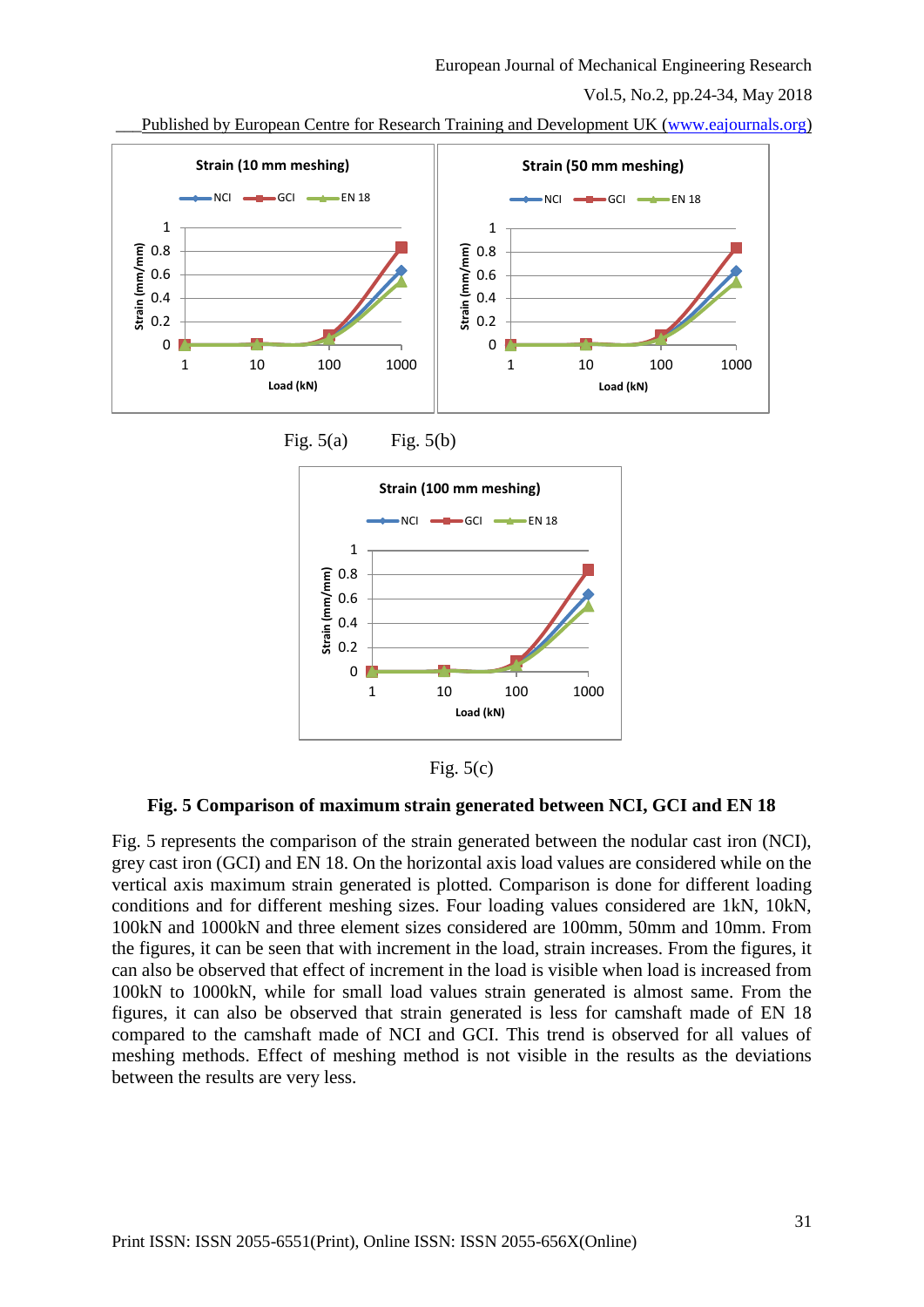Fig. 5(a) Fig. 5(b)

Fig. 5(c)

**Fig. 5 Comparison of maximum strain generated between NCI, GCI and EN 18**

Fig. 5 represents the comparison of the strain generated between the nodular cast iron (NCI), grey cast iron (GCI) and EN 18. On the horizontal axis load values are considered while on the vertical axis maximum strain generated is plotted. Comparison is done for different loading conditions and for different meshing sizes. Four loading values considered are 1kN, 10kN, 100kN and 1000kN and three element sizes considered are 100mm, 50mm and 10mm. From the figures, it can be seen that with increment in the load, strain increases. From the figures, it can also be observed that effect of increment in the load is visible when load is increased from 100kN to 1000kN, while for small load values strain generated is almost same. From the figures, it can also be observed that strain generated is less for camshaft made of EN 18 compared to the camshaft made of NCI and GCI. This trend is observed for all values of meshing methods. Effect of meshing method is not visible in the results as the deviations between the results are very less.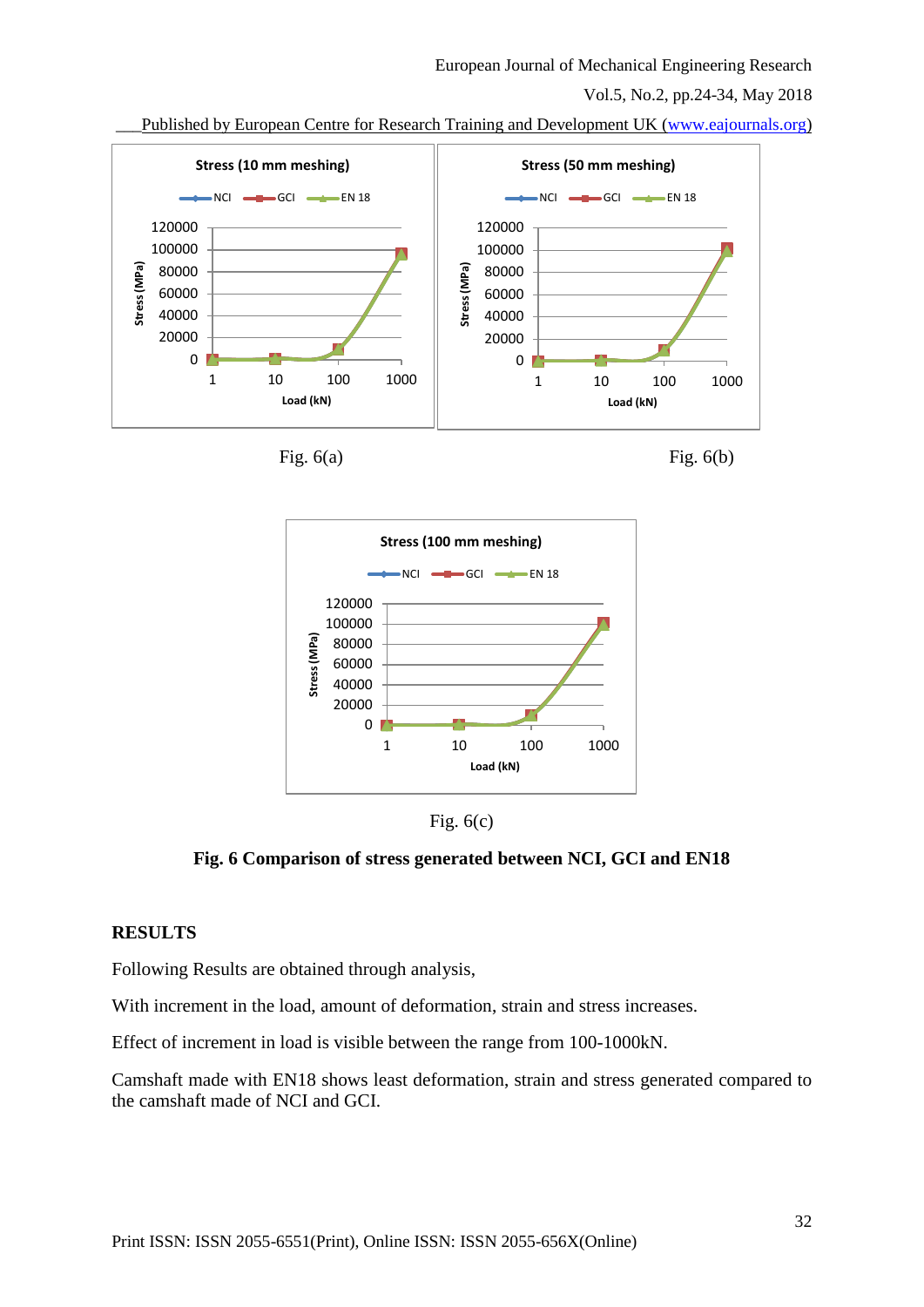Fig. 6(a)

Fig. 6(b)

Fig. 6(c)

**Fig. 6 Comparison of stress generated between NCI, GCI and EN18**

## RESULTS

Following Results are obtained through analysis,

With increment in the load, amount of deformation, strain and stress increases.

Effect of increment in load is visible between the range from 100-1000kN.

Camshaft made with EN18 shows least deformation, strain and stress generated compared to the camshaft made of NCI and GCI.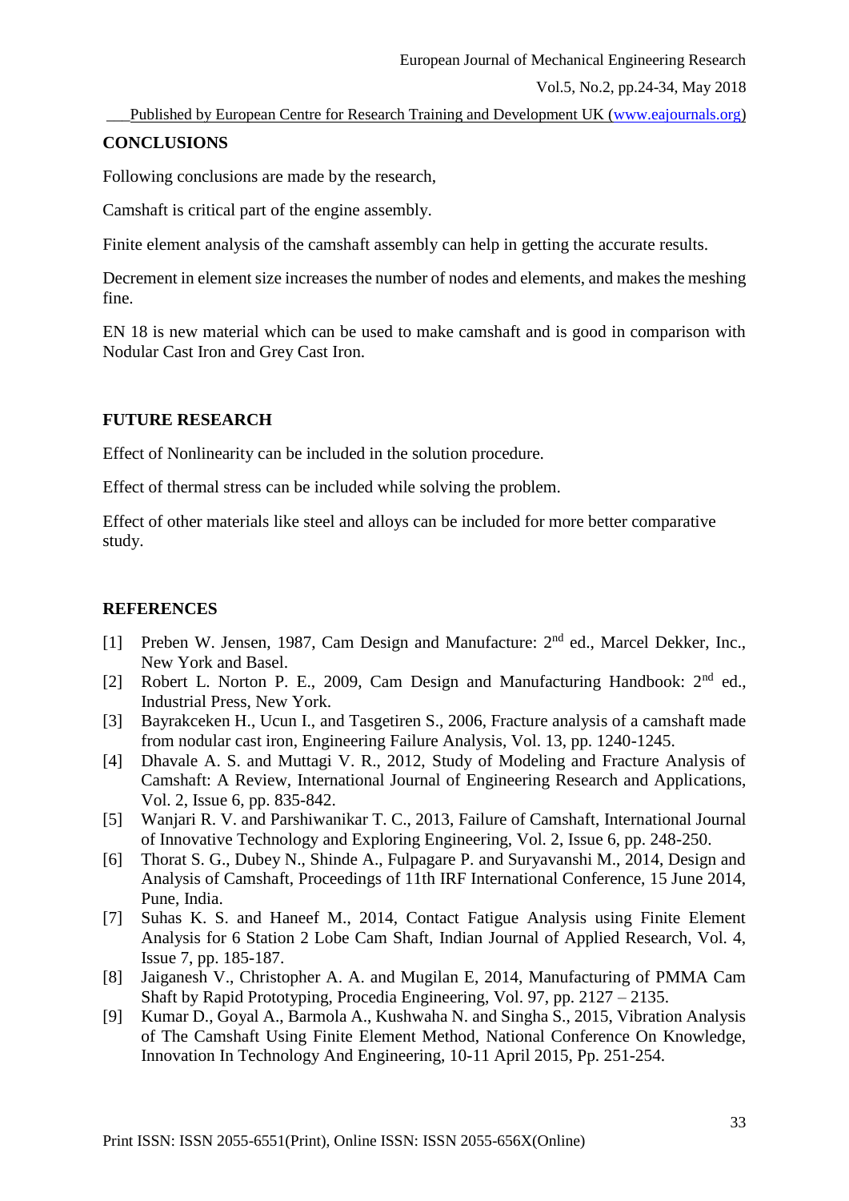## CONCLUSIONS

Following conclusions are made by the research,

Camshaft is critical part of the engine assembly.

Finite element analysis of the camshaft assembly can help in getting the accurate results.

Decrement in element size increases the number of nodes and elements, and makes the meshing fine.

EN 18 is new material which can be used to make camshaft and is good in comparison with Nodular Cast Iron and Grey Cast Iron.

## FUTURE RESEARCH

Effect of Nonlinearity can be included in the solution procedure.

Effect of thermal stress can be included while solving the problem.

Effect of other materials like steel and alloys can be included for more better comparative study.

## REFERENCES

[1] Preben W. Jensen, 1987, Cam Design and Manufacture: 2nd ed., Marcel Dekker, Inc., New York and Basel.

[2] Robert L. Norton P. E., 2009, Cam Design and Manufacturing Handbook: 2nd ed., Industrial Press, New York.

[3] Bayrakceken H., Ucun I., and Tasgetiren S., 2006, Fracture analysis of a camshaft made from nodular cast iron, Engineering Failure Analysis, Vol. 13, pp. 1240-1245.

[4] Dhavale A. S. and Muttagi V. R., 2012, Study of Modeling and Fracture Analysis of Camshaft: A Review, International Journal of Engineering Research and Applications, Vol. 2, Issue 6, pp. 835-842.

[5] Wanjari R. V. and Parshiwanikar T. C., 2013, Failure of Camshaft, International Journal of Innovative Technology and Exploring Engineering, Vol. 2, Issue 6, pp. 248-250.

[6] Thorat S. G., Dubey N., Shinde A., Fulpagare P. and Suryavanshi M., 2014, Design and Analysis of Camshaft, Proceedings of 11th IRF International Conference, 15 June 2014, Pune, India.

[7] Suhas K. S. and Haneef M., 2014, Contact Fatigue Analysis using Finite Element Analysis for 6 Station 2 Lobe Cam Shaft, Indian Journal of Applied Research, Vol. 4, Issue 7, pp. 185-187.

[8] Jaiganesh V., Christopher A. A. and Mugilan E, 2014, Manufacturing of PMMA Cam Shaft by Rapid Prototyping, Procedia Engineering, Vol. 97, pp. 2127 – 2135.

[9] Kumar D., Goyal A., Barmola A., Kushwaha N. and Singha S., 2015, Vibration Analysis of The Camshaft Using Finite Element Method, National Conference On Knowledge, Innovation In Technology And Engineering, 10-11 April 2015, Pp. 251-254.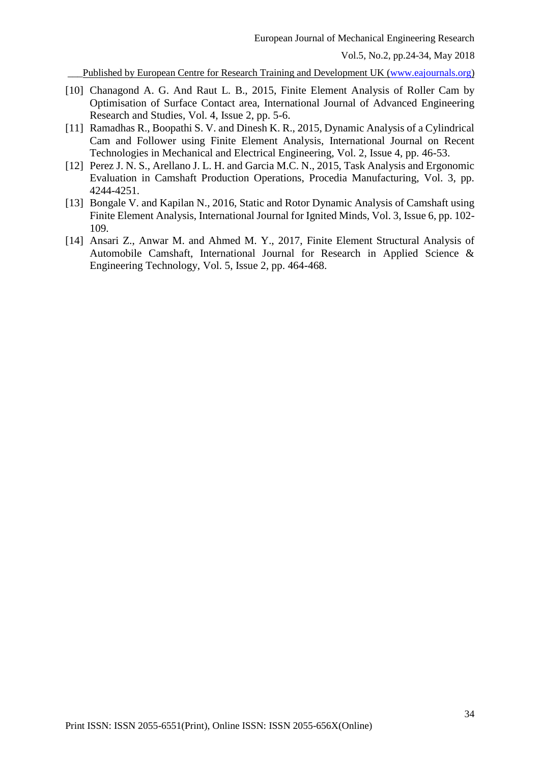[10] Chanagond A. G. And Raut L. B., 2015, Finite Element Analysis of Roller Cam by Optimisation of Surface Contact area, International Journal of Advanced Engineering Research and Studies, Vol. 4, Issue 2, pp. 5-6.

[11] Ramadhas R., Boopathi S. V. and Dinesh K. R., 2015, Dynamic Analysis of a Cylindrical Cam and Follower using Finite Element Analysis, International Journal on Recent Technologies in Mechanical and Electrical Engineering, Vol. 2, Issue 4, pp. 46-53.

[12] Perez J. N. S., Arellano J. L. H. and Garcia M.C. N., 2015, Task Analysis and Ergonomic Evaluation in Camshaft Production Operations, Procedia Manufacturing, Vol. 3, pp. 4244-4251.

[13] Bongale V. and Kapilan N., 2016, Static and Rotor Dynamic Analysis of Camshaft using Finite Element Analysis, International Journal for Ignited Minds, Vol. 3, Issue 6, pp. 102-109.

[14] Ansari Z., Anwar M. and Ahmed M. Y., 2017, Finite Element Structural Analysis of Automobile Camshaft, International Journal for Research in Applied Science & Engineering Technology, Vol. 5, Issue 2, pp. 464-468.